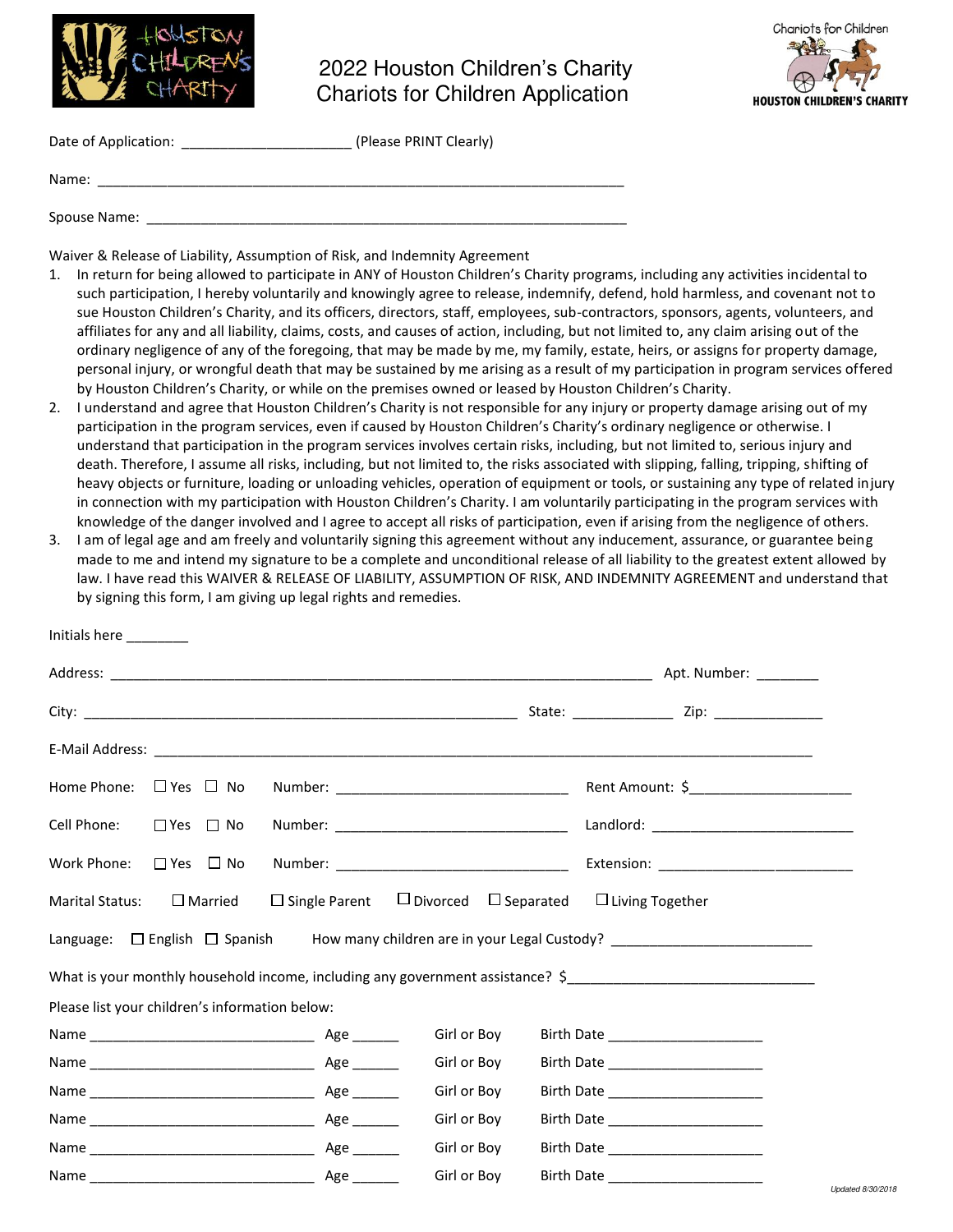# 2022 Houston Children's Charity Chariots for Children Application

Date of Application: _____________________ (Please PRINT Clearly)

Name: ___________________________________________________________________

Spouse Name: _____________________________________________________________

Waiver & Release of Liability, Assumption of Risk, and Indemnity Agreement

1. In return for being allowed to participate in ANY of Houston Children's Charity programs, including any activities incidental to such participation, I hereby voluntarily and knowingly agree to release, indemnify, defend, hold harmless, and covenant not to sue Houston Children's Charity, and its officers, directors, staff, employees, sub-contractors, sponsors, agents, volunteers, and affiliates for any and all liability, claims, costs, and causes of action, including, but not limited to, any claim arising out of the ordinary negligence of any of the foregoing, that may be made by me, my family, estate, heirs, or assigns for property damage, personal injury, or wrongful death that may be sustained by me arising as a result of my participation in program services offered by Houston Children's Charity, or while on the premises owned or leased by Houston Children's Charity.
2. I understand and agree that Houston Children's Charity is not responsible for any injury or property damage arising out of my participation in the program services, even if caused by Houston Children's Charity's ordinary negligence or otherwise. I understand that participation in the program services involves certain risks, including, but not limited to, serious injury and death. Therefore, I assume all risks, including, but not limited to, the risks associated with slipping, falling, tripping, shifting of heavy objects or furniture, loading or unloading vehicles, operation of equipment or tools, or sustaining any type of related injury in connection with my participation with Houston Children's Charity. I am voluntarily participating in the program services with knowledge of the danger involved and I agree to accept all risks of participation, even if arising from the negligence of others.
3. I am of legal age and am freely and voluntarily signing this agreement without any inducement, assurance, or guarantee being made to me and intend my signature to be a complete and unconditional release of all liability to the greatest extent allowed by law. I have read this WAIVER & RELEASE OF LIABILITY, ASSUMPTION OF RISK, AND INDEMNITY AGREEMENT and understand that by signing this form, I am giving up legal rights and remedies.

Initials here ________

Address: ____________________________________________________________ Apt. Number: ________

City: ______________________________________________________ State: _____________ Zip: ______________

E-Mail Address: ___________________________________________________________________________

Home Phone: ☐ Yes ☐ No Number: _____________________________ Rent Amount: $____________________

Cell Phone: ☐ Yes ☐ No Number: _____________________________ Landlord: _________________________

Work Phone: ☐ Yes ☐ No Number: _____________________________ Extension: ________________________

Marital Status: ☐ Married ☐ Single Parent ☐ Divorced ☐ Separated ☐ Living Together

Language: ☐ English ☐ Spanish How many children are in your Legal Custody? _________________________

What is your monthly household income, including any government assistance? $______________________________

Please list your children's information below:

Name ____________________________ Age ______ Girl or Boy Birth Date ____________________

Name ____________________________ Age ______ Girl or Boy Birth Date ____________________

Name ____________________________ Age ______ Girl or Boy Birth Date ____________________

Name ____________________________ Age ______ Girl or Boy Birth Date ____________________

Name ____________________________ Age ______ Girl or Boy Birth Date ____________________

Name ____________________________ Age ______ Girl or Boy Birth Date ____________________

*Updated 8/30/2018*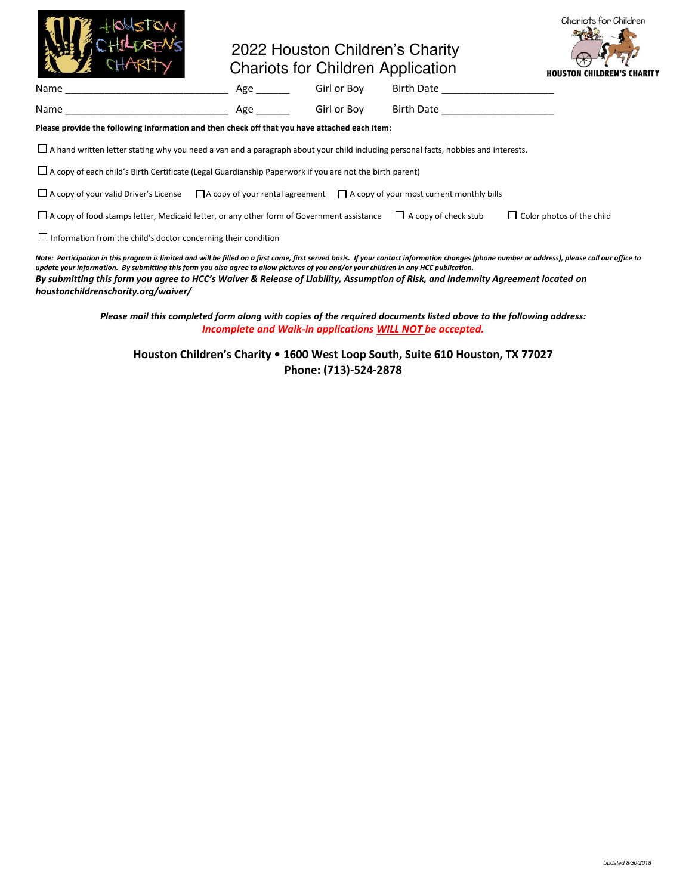# 2022 Houston Children's Charity Chariots for Children Application

Name ______________________________ Age ______ Girl or Boy Birth Date ____________________

Name ______________________________ Age ______ Girl or Boy Birth Date ____________________

**Please provide the following information and then check off that you have attached each item**:

☐ A hand written letter stating why you need a van and a paragraph about your child including personal facts, hobbies and interests.

☐ A copy of each child's Birth Certificate (Legal Guardianship Paperwork if you are not the birth parent)

☐ A copy of your valid Driver's License ☐ A copy of your rental agreement ☐ A copy of your most current monthly bills

☐ A copy of food stamps letter, Medicaid letter, or any other form of Government assistance ☐ A copy of check stub ☐ Color photos of the child

☐ Information from the child's doctor concerning their condition

***Note: Participation in this program is limited and will be filled on a first come, first served basis. If your contact information changes (phone number or address), please call our office to update your information. By submitting this form you also agree to allow pictures of you and/or your children in any HCC publication.***

***By submitting this form you agree to HCC's Waiver & Release of Liability, Assumption of Risk, and Indemnity Agreement located on houstonchildrenscharity.org/waiver/***

***Please mail this completed form along with copies of the required documents listed above to the following address:***

***Incomplete and Walk-in applications WILL NOT be accepted.***

**Houston Children's Charity • 1600 West Loop South, Suite 610 Houston, TX 77027**

**Phone: (713)-524-2878**

*Updated 8/30/2018*